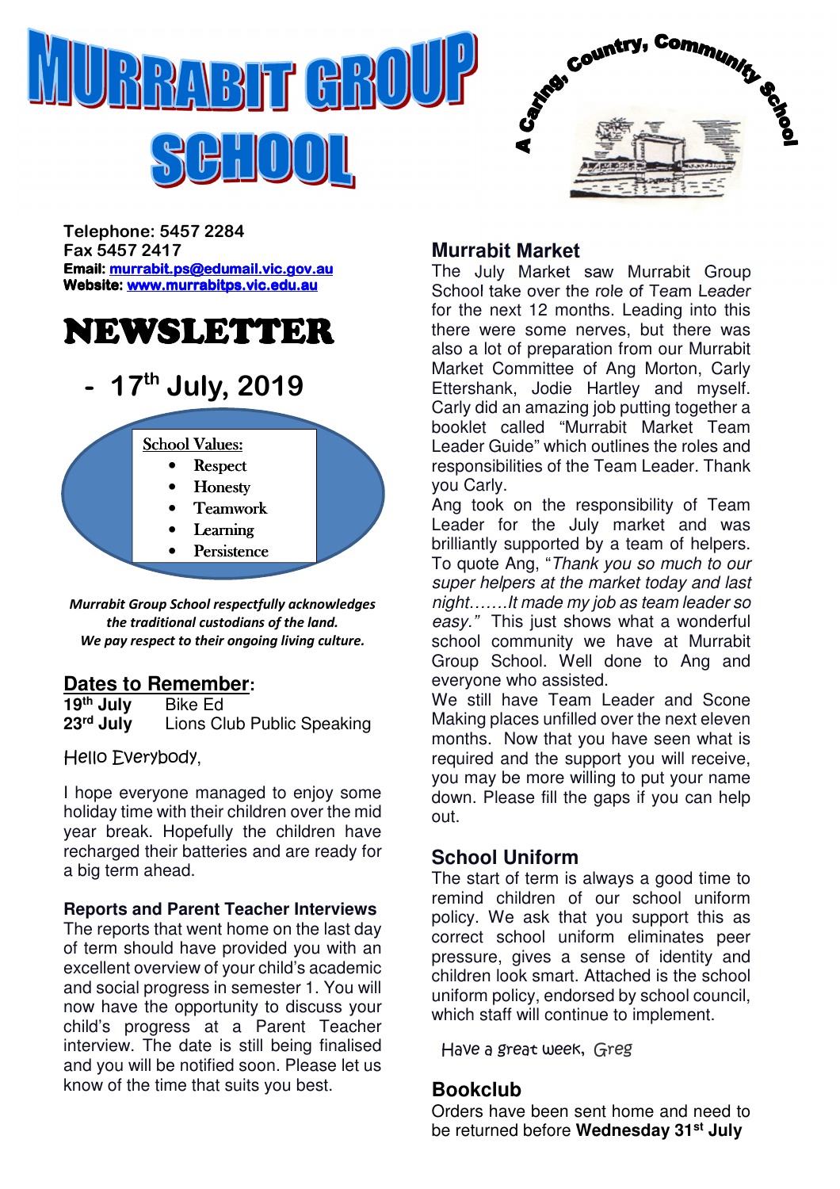# MURRABIT GROUP SCHOOL

A Caring, Country, Community School

**Telephone: 5457 2284**
**Fax 5457 2417**
**Email: murrabit.ps@edumail.vic.gov.au**
**Website: www.murrabitps.vic.edu.au**

# NEWSLETTER

## - 17th July, 2019

School Values:

- Respect
- Honesty
- Teamwork
- Learning
- Persistence

***Murrabit Group School respectfully acknowledges the traditional custodians of the land. We pay respect to their ongoing living culture.***

## Dates to Remember:

| | |
|---|---|
| **19th July** | Bike Ed |
| **23rd July** | Lions Club Public Speaking |

Hello Everybody,

I hope everyone managed to enjoy some holiday time with their children over the mid year break. Hopefully the children have recharged their batteries and are ready for a big term ahead.

### Reports and Parent Teacher Interviews

The reports that went home on the last day of term should have provided you with an excellent overview of your child's academic and social progress in semester 1. You will now have the opportunity to discuss your child's progress at a Parent Teacher interview. The date is still being finalised and you will be notified soon. Please let us know of the time that suits you best.

## Murrabit Market

The July Market saw Murrabit Group School take over the role of Team Leader for the next 12 months. Leading into this there were some nerves, but there was also a lot of preparation from our Murrabit Market Committee of Ang Morton, Carly Ettershank, Jodie Hartley and myself. Carly did an amazing job putting together a booklet called "Murrabit Market Team Leader Guide" which outlines the roles and responsibilities of the Team Leader. Thank you Carly.

Ang took on the responsibility of Team Leader for the July market and was brilliantly supported by a team of helpers. To quote Ang, "*Thank you so much to our super helpers at the market today and last night…….It made my job as team leader so easy.*" This just shows what a wonderful school community we have at Murrabit Group School. Well done to Ang and everyone who assisted.

We still have Team Leader and Scone Making places unfilled over the next eleven months. Now that you have seen what is required and the support you will receive, you may be more willing to put your name down. Please fill the gaps if you can help out.

## School Uniform

The start of term is always a good time to remind children of our school uniform policy. We ask that you support this as correct school uniform eliminates peer pressure, gives a sense of identity and children look smart. Attached is the school uniform policy, endorsed by school council, which staff will continue to implement.

Have a great week, Greg

## Bookclub

Orders have been sent home and need to be returned before **Wednesday 31st July**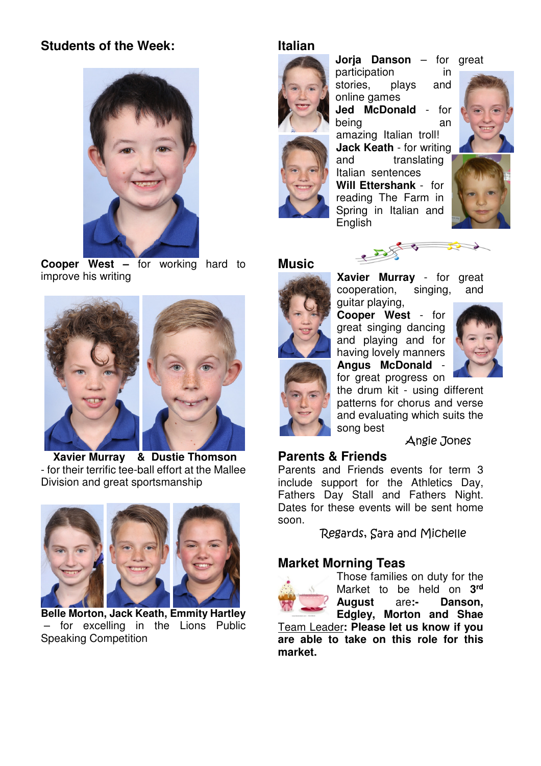## Students of the Week:

**Cooper West** – for working hard to improve his writing

**Xavier Murray & Dustie Thomson** - for their terrific tee-ball effort at the Mallee Division and great sportsmanship

**Belle Morton, Jack Keath, Emmity Hartley** – for excelling in the Lions Public Speaking Competition

## Italian

**Jorja Danson** – for great participation in stories, plays and online games

**Jed McDonald** - for being an amazing Italian troll!

**Jack Keath** - for writing and translating Italian sentences

**Will Ettershank** - for reading The Farm in Spring in Italian and English

## Music

**Xavier Murray** - for great cooperation, singing, and guitar playing,

**Cooper West** - for great singing dancing and playing and for having lovely manners

**Angus McDonald** - for great progress on the drum kit - using different patterns for chorus and verse and evaluating which suits the song best

Angie Jones

## Parents & Friends

Parents and Friends events for term 3 include support for the Athletics Day, Fathers Day Stall and Fathers Night. Dates for these events will be sent home soon.

Regards, Sara and Michelle

## Market Morning Teas

Those families on duty for the Market to be held on **3rd August** are:- **Danson, Edgley, Morton and Shae** Team Leader**: Please let us know if you are able to take on this role for this market.**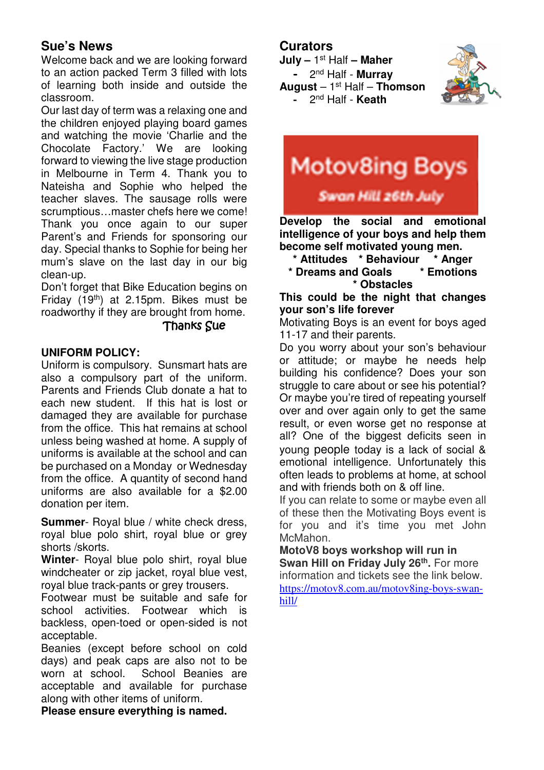## Sue's News

Welcome back and we are looking forward to an action packed Term 3 filled with lots of learning both inside and outside the classroom.

Our last day of term was a relaxing one and the children enjoyed playing board games and watching the movie 'Charlie and the Chocolate Factory.' We are looking forward to viewing the live stage production in Melbourne in Term 4. Thank you to Nateisha and Sophie who helped the teacher slaves. The sausage rolls were scrumptious…master chefs here we come! Thank you once again to our super Parent's and Friends for sponsoring our day. Special thanks to Sophie for being her mum's slave on the last day in our big clean-up.

Don't forget that Bike Education begins on Friday (19th) at 2.15pm. Bikes must be roadworthy if they are brought from home.

Thanks Sue

**UNIFORM POLICY:**

Uniform is compulsory. Sunsmart hats are also a compulsory part of the uniform. Parents and Friends Club donate a hat to each new student. If this hat is lost or damaged they are available for purchase from the office. This hat remains at school unless being washed at home. A supply of uniforms is available at the school and can be purchased on a Monday or Wednesday from the office. A quantity of second hand uniforms are also available for a $2.00 donation per item.

**Summer**- Royal blue / white check dress, royal blue polo shirt, royal blue or grey shorts /skorts.

**Winter**- Royal blue polo shirt, royal blue windcheater or zip jacket, royal blue vest, royal blue track-pants or grey trousers.

Footwear must be suitable and safe for school activities. Footwear which is backless, open-toed or open-sided is not acceptable.

Beanies (except before school on cold days) and peak caps are also not to be worn at school. School Beanies are acceptable and available for purchase along with other items of uniform.

**Please ensure everything is named.**

## Curators

**July** – 1st Half – **Maher**
- 2nd Half - **Murray**

**August** – 1st Half – **Thomson**
- 2nd Half - **Keath**

Motov8ing Boys

Swan Hill 26th July

**Develop the social and emotional intelligence of your boys and help them become self motivated young men.**

**\* Attitudes \* Behaviour \* Anger**
**\* Dreams and Goals \* Emotions**
**\* Obstacles**

**This could be the night that changes your son's life forever**

Motivating Boys is an event for boys aged 11-17 and their parents.

Do you worry about your son's behaviour or attitude; or maybe he needs help building his confidence? Does your son struggle to care about or see his potential? Or maybe you're tired of repeating yourself over and over again only to get the same result, or even worse get no response at all? One of the biggest deficits seen in young people today is a lack of social & emotional intelligence. Unfortunately this often leads to problems at home, at school and with friends both on & off line.

If you can relate to some or maybe even all of these then the Motivating Boys event is for you and it's time you met John McMahon.

**MotoV8 boys workshop will run in Swan Hill on Friday July 26th.** For more information and tickets see the link below.

https://motov8.com.au/motov8ing-boys-swan-hill/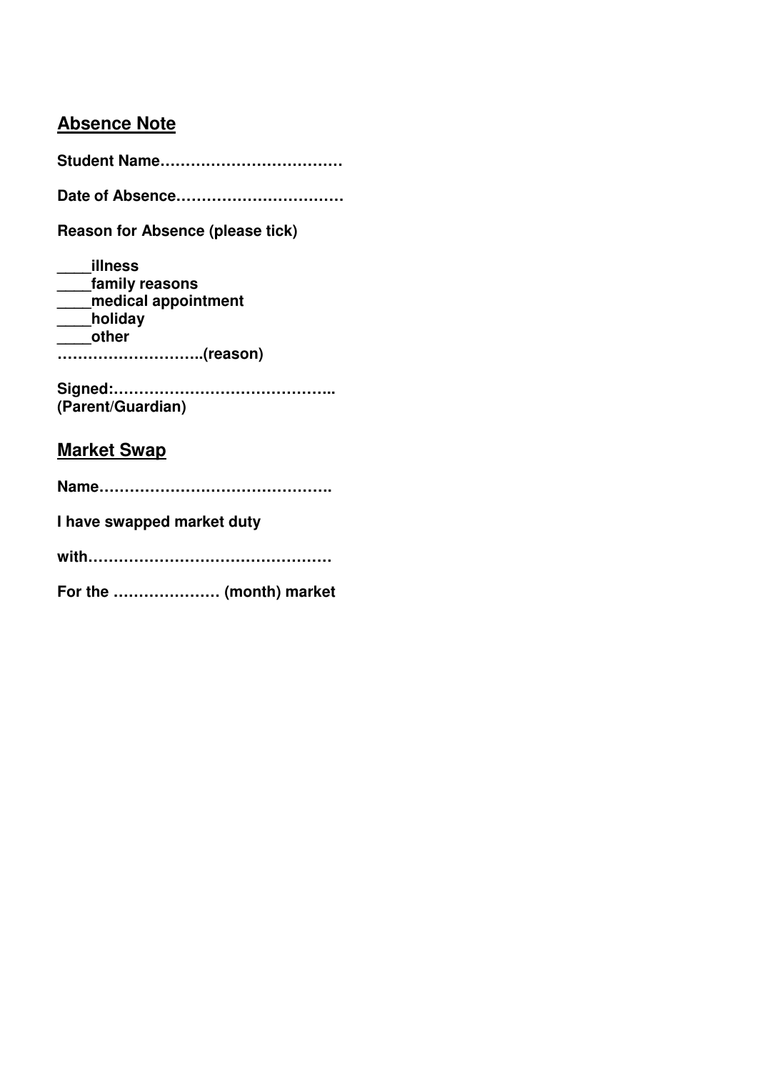## Absence Note

**Student Name………………………………**

**Date of Absence……………………………**

**Reason for Absence (please tick)**

**____illness**
**____family reasons**
**____medical appointment**
**____holiday**
**____other**
**………………………..(reason)**

**Signed:……………………………………..**
**(Parent/Guardian)**

## Market Swap

**Name……………………………………….**

**I have swapped market duty**

**with…………………………………………**

**For the ………………… (month) market**